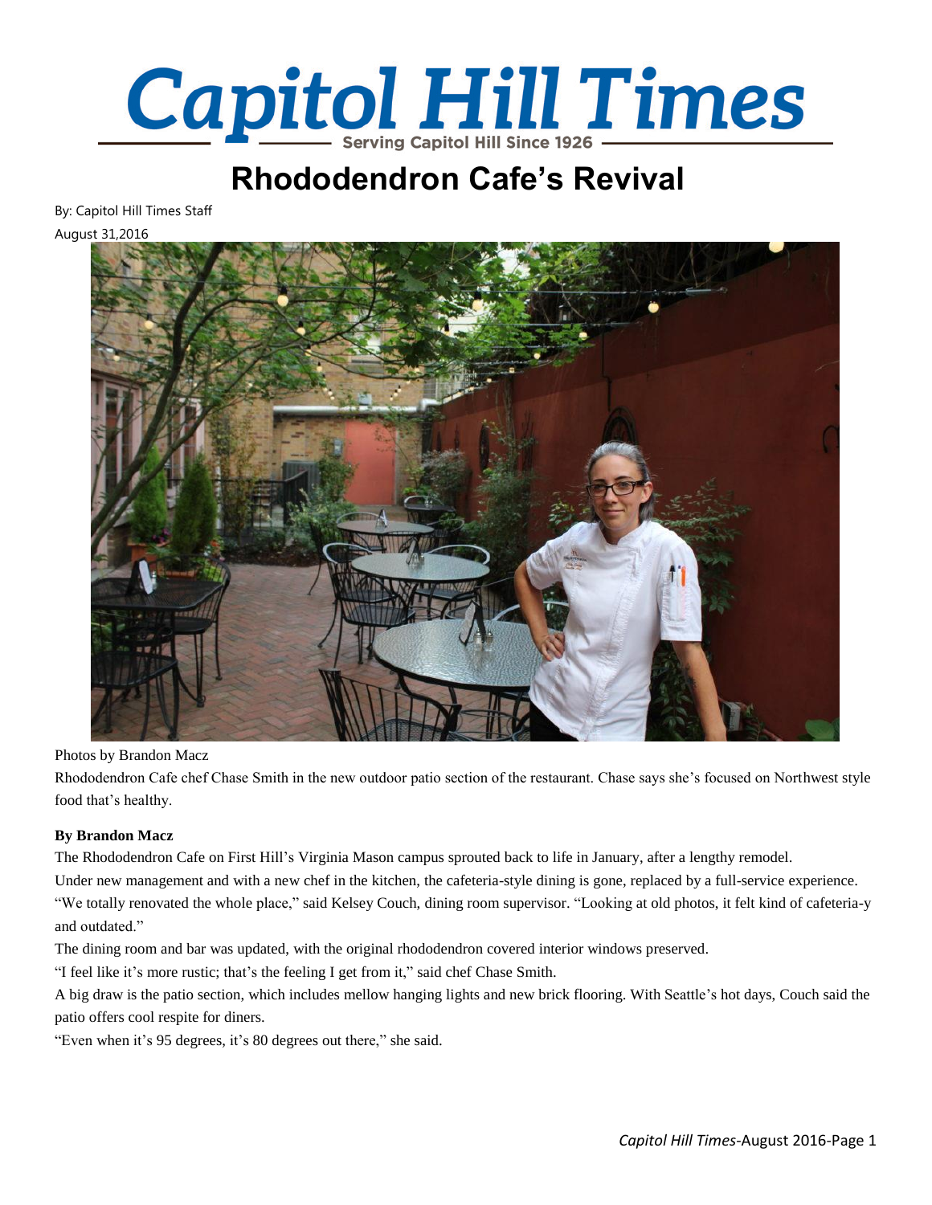# Capitol Hill Times

Serving Capitol Hill Since 1926

## Rhododendron Cafe's Revival

By: Capitol Hill Times Staff

August 31,2016

Photos by Brandon Macz

Rhododendron Cafe chef Chase Smith in the new outdoor patio section of the restaurant. Chase says she's focused on Northwest style food that's healthy.

**By Brandon Macz**

The Rhododendron Cafe on First Hill's Virginia Mason campus sprouted back to life in January, after a lengthy remodel.

Under new management and with a new chef in the kitchen, the cafeteria-style dining is gone, replaced by a full-service experience.

"We totally renovated the whole place," said Kelsey Couch, dining room supervisor. "Looking at old photos, it felt kind of cafeteria-y and outdated."

The dining room and bar was updated, with the original rhododendron covered interior windows preserved.

"I feel like it's more rustic; that's the feeling I get from it," said chef Chase Smith.

A big draw is the patio section, which includes mellow hanging lights and new brick flooring. With Seattle's hot days, Couch said the patio offers cool respite for diners.

"Even when it's 95 degrees, it's 80 degrees out there," she said.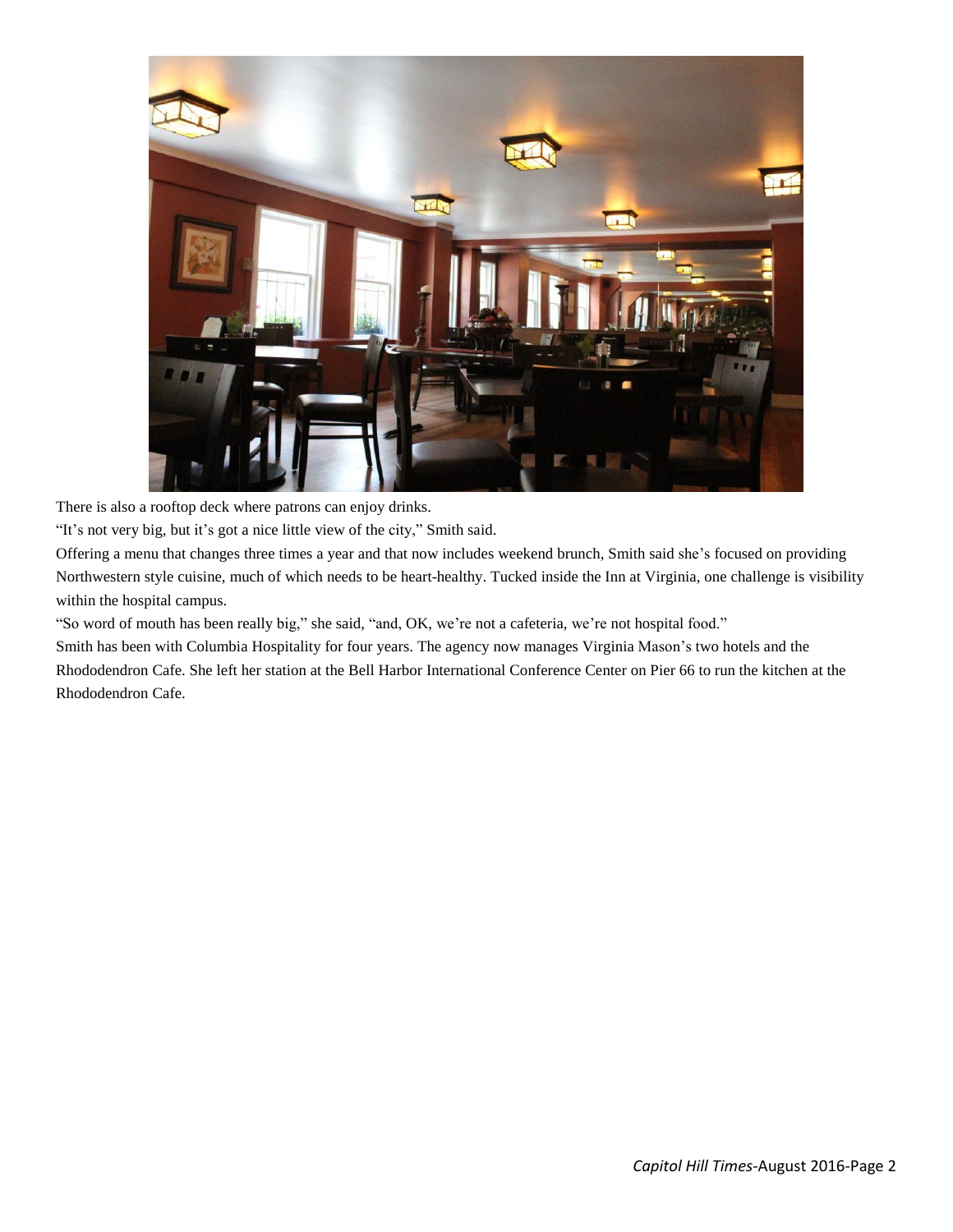There is also a rooftop deck where patrons can enjoy drinks.

"It's not very big, but it's got a nice little view of the city," Smith said.

Offering a menu that changes three times a year and that now includes weekend brunch, Smith said she's focused on providing Northwestern style cuisine, much of which needs to be heart-healthy. Tucked inside the Inn at Virginia, one challenge is visibility within the hospital campus.

"So word of mouth has been really big," she said, "and, OK, we're not a cafeteria, we're not hospital food."

Smith has been with Columbia Hospitality for four years. The agency now manages Virginia Mason's two hotels and the Rhododendron Cafe. She left her station at the Bell Harbor International Conference Center on Pier 66 to run the kitchen at the Rhododendron Cafe.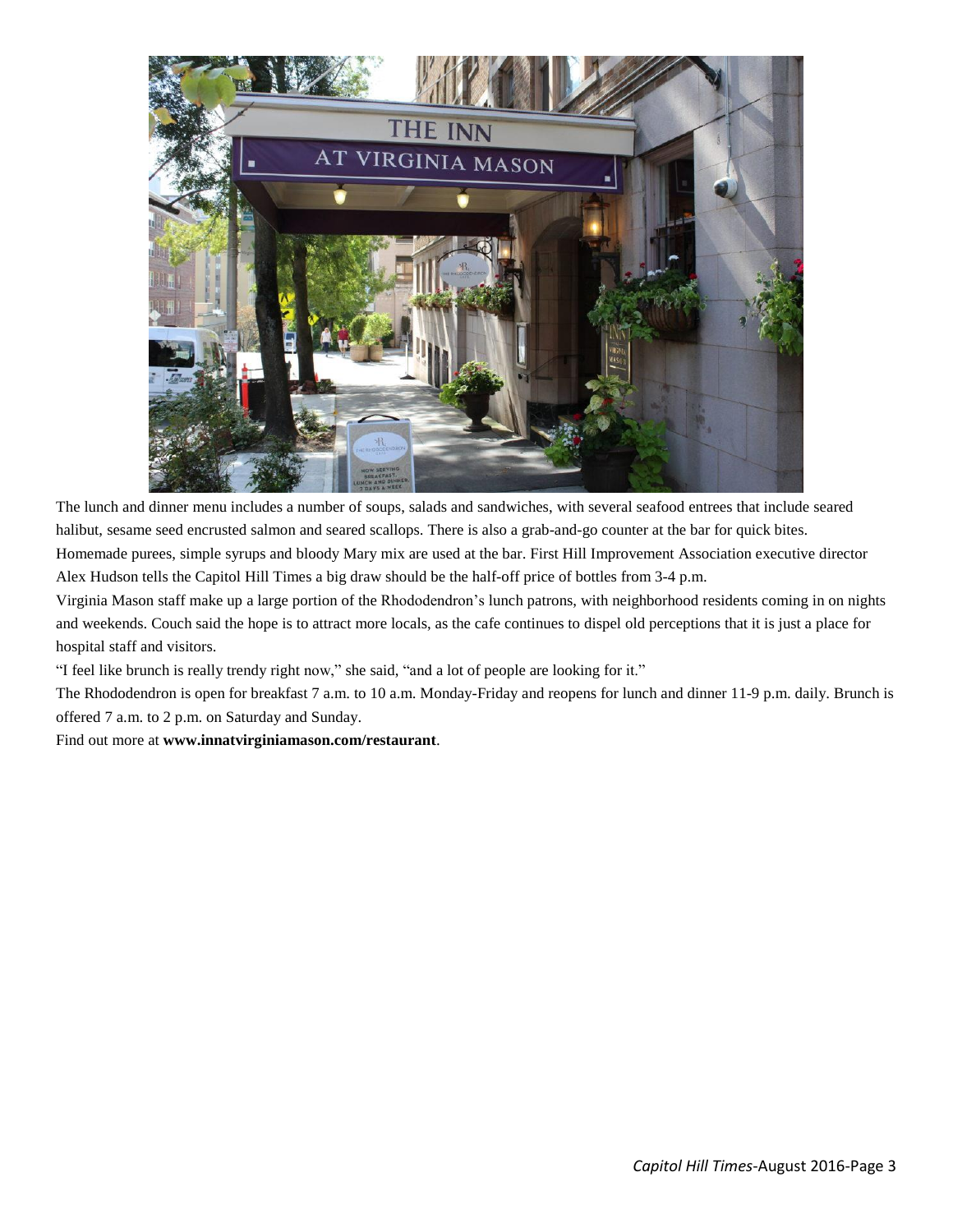The lunch and dinner menu includes a number of soups, salads and sandwiches, with several seafood entrees that include seared halibut, sesame seed encrusted salmon and seared scallops. There is also a grab-and-go counter at the bar for quick bites.

Homemade purees, simple syrups and bloody Mary mix are used at the bar. First Hill Improvement Association executive director Alex Hudson tells the Capitol Hill Times a big draw should be the half-off price of bottles from 3-4 p.m.

Virginia Mason staff make up a large portion of the Rhododendron's lunch patrons, with neighborhood residents coming in on nights and weekends. Couch said the hope is to attract more locals, as the cafe continues to dispel old perceptions that it is just a place for hospital staff and visitors.

"I feel like brunch is really trendy right now," she said, "and a lot of people are looking for it."

The Rhododendron is open for breakfast 7 a.m. to 10 a.m. Monday-Friday and reopens for lunch and dinner 11-9 p.m. daily. Brunch is offered 7 a.m. to 2 p.m. on Saturday and Sunday.

Find out more at **www.innatvirginiamason.com/restaurant**.